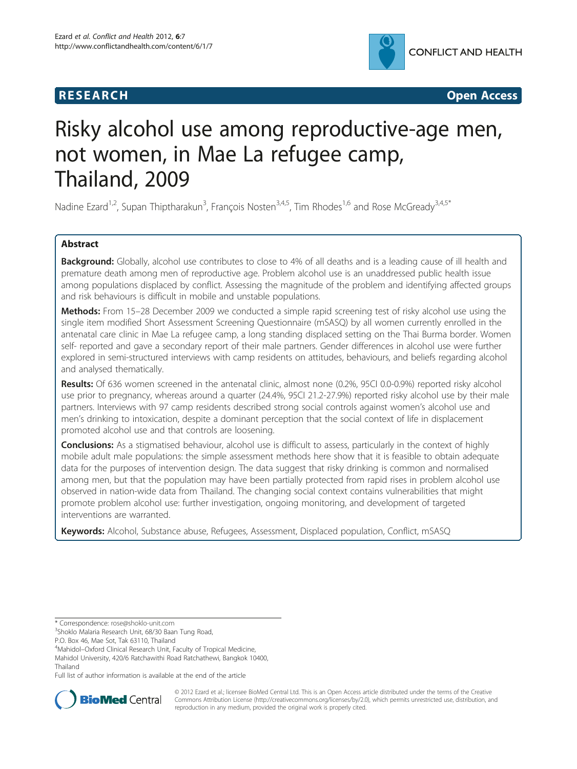**RESEARCH** **Open Access**

# Risky alcohol use among reproductive-age men, not women, in Mae La refugee camp, Thailand, 2009

Nadine Ezard[1,2], Supan Thiptharakun[3], François Nosten[3,4,5], Tim Rhodes[1,6] and Rose McGready[3,4,5*]

## Abstract

**Background:** Globally, alcohol use contributes to close to 4% of all deaths and is a leading cause of ill health and premature death among men of reproductive age. Problem alcohol use is an unaddressed public health issue among populations displaced by conflict. Assessing the magnitude of the problem and identifying affected groups and risk behaviours is difficult in mobile and unstable populations.

**Methods:** From 15–28 December 2009 we conducted a simple rapid screening test of risky alcohol use using the single item modified Short Assessment Screening Questionnaire (mSASQ) by all women currently enrolled in the antenatal care clinic in Mae La refugee camp, a long standing displaced setting on the Thai Burma border. Women self- reported and gave a secondary report of their male partners. Gender differences in alcohol use were further explored in semi-structured interviews with camp residents on attitudes, behaviours, and beliefs regarding alcohol and analysed thematically.

**Results:** Of 636 women screened in the antenatal clinic, almost none (0.2%, 95CI 0.0-0.9%) reported risky alcohol use prior to pregnancy, whereas around a quarter (24.4%, 95CI 21.2-27.9%) reported risky alcohol use by their male partners. Interviews with 97 camp residents described strong social controls against women's alcohol use and men's drinking to intoxication, despite a dominant perception that the social context of life in displacement promoted alcohol use and that controls are loosening.

**Conclusions:** As a stigmatised behaviour, alcohol use is difficult to assess, particularly in the context of highly mobile adult male populations: the simple assessment methods here show that it is feasible to obtain adequate data for the purposes of intervention design. The data suggest that risky drinking is common and normalised among men, but that the population may have been partially protected from rapid rises in problem alcohol use observed in nation-wide data from Thailand. The changing social context contains vulnerabilities that might promote problem alcohol use: further investigation, ongoing monitoring, and development of targeted interventions are warranted.

**Keywords:** Alcohol, Substance abuse, Refugees, Assessment, Displaced population, Conflict, mSASQ

---

\* Correspondence: rose@shoklo-unit.com
[3]Shoklo Malaria Research Unit, 68/30 Baan Tung Road, P.O. Box 46, Mae Sot, Tak 63110, Thailand
[4]Mahidol–Oxford Clinical Research Unit, Faculty of Tropical Medicine, Mahidol University, 420/6 Ratchawithi Road Ratchathewi, Bangkok 10400, Thailand
Full list of author information is available at the end of the article

© 2012 Ezard et al.; licensee BioMed Central Ltd. This is an Open Access article distributed under the terms of the Creative Commons Attribution License (http://creativecommons.org/licenses/by/2.0), which permits unrestricted use, distribution, and reproduction in any medium, provided the original work is properly cited.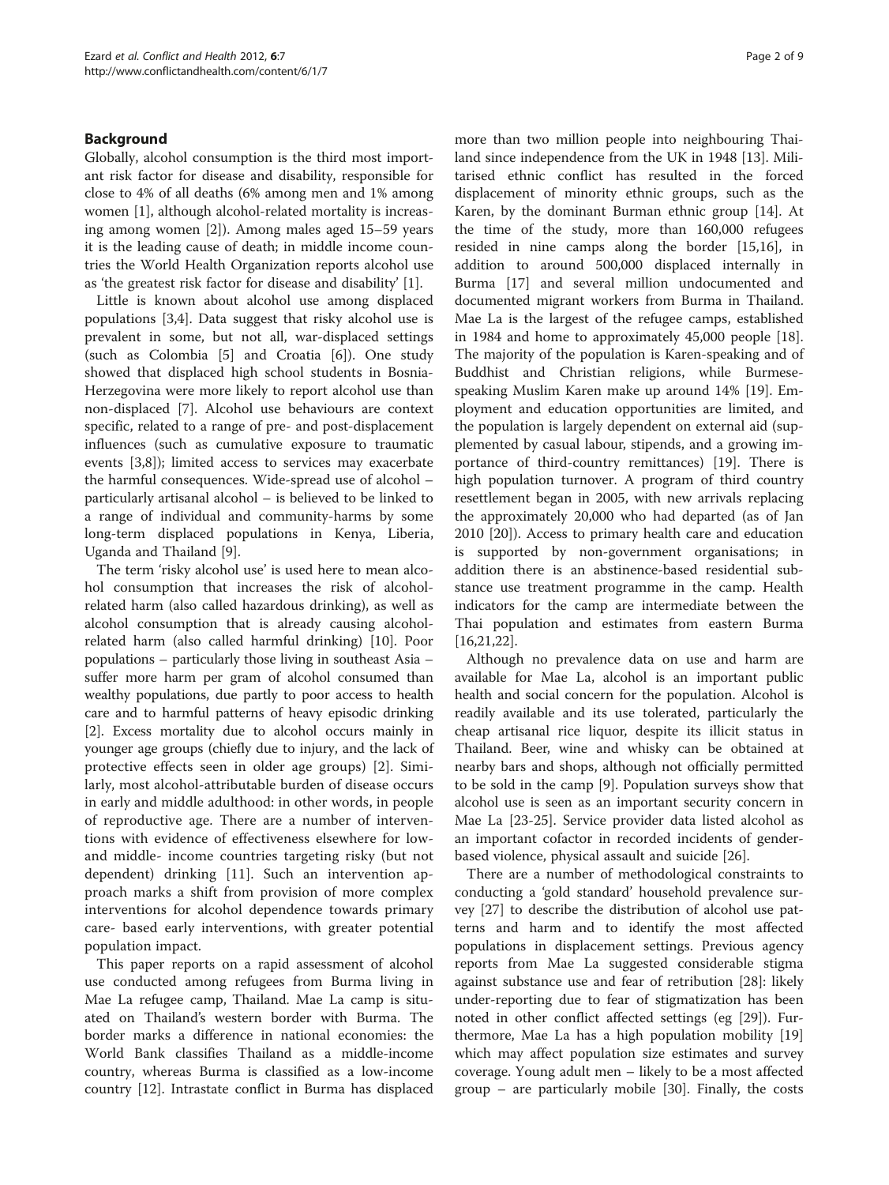## Background

Globally, alcohol consumption is the third most important risk factor for disease and disability, responsible for close to 4% of all deaths (6% among men and 1% among women [1], although alcohol-related mortality is increasing among women [2]). Among males aged 15–59 years it is the leading cause of death; in middle income countries the World Health Organization reports alcohol use as 'the greatest risk factor for disease and disability' [1].

Little is known about alcohol use among displaced populations [3,4]. Data suggest that risky alcohol use is prevalent in some, but not all, war-displaced settings (such as Colombia [5] and Croatia [6]). One study showed that displaced high school students in Bosnia-Herzegovina were more likely to report alcohol use than non-displaced [7]. Alcohol use behaviours are context specific, related to a range of pre- and post-displacement influences (such as cumulative exposure to traumatic events [3,8]); limited access to services may exacerbate the harmful consequences. Wide-spread use of alcohol – particularly artisanal alcohol – is believed to be linked to a range of individual and community-harms by some long-term displaced populations in Kenya, Liberia, Uganda and Thailand [9].

The term 'risky alcohol use' is used here to mean alcohol consumption that increases the risk of alcohol-related harm (also called hazardous drinking), as well as alcohol consumption that is already causing alcohol-related harm (also called harmful drinking) [10]. Poor populations – particularly those living in southeast Asia – suffer more harm per gram of alcohol consumed than wealthy populations, due partly to poor access to health care and to harmful patterns of heavy episodic drinking [2]. Excess mortality due to alcohol occurs mainly in younger age groups (chiefly due to injury, and the lack of protective effects seen in older age groups) [2]. Similarly, most alcohol-attributable burden of disease occurs in early and middle adulthood: in other words, in people of reproductive age. There are a number of interventions with evidence of effectiveness elsewhere for low- and middle- income countries targeting risky (but not dependent) drinking [11]. Such an intervention approach marks a shift from provision of more complex interventions for alcohol dependence towards primary care- based early interventions, with greater potential population impact.

This paper reports on a rapid assessment of alcohol use conducted among refugees from Burma living in Mae La refugee camp, Thailand. Mae La camp is situated on Thailand's western border with Burma. The border marks a difference in national economies: the World Bank classifies Thailand as a middle-income country, whereas Burma is classified as a low-income country [12]. Intrastate conflict in Burma has displaced more than two million people into neighbouring Thailand since independence from the UK in 1948 [13]. Militarised ethnic conflict has resulted in the forced displacement of minority ethnic groups, such as the Karen, by the dominant Burman ethnic group [14]. At the time of the study, more than 160,000 refugees resided in nine camps along the border [15,16], in addition to around 500,000 displaced internally in Burma [17] and several million undocumented and documented migrant workers from Burma in Thailand. Mae La is the largest of the refugee camps, established in 1984 and home to approximately 45,000 people [18]. The majority of the population is Karen-speaking and of Buddhist and Christian religions, while Burmese-speaking Muslim Karen make up around 14% [19]. Employment and education opportunities are limited, and the population is largely dependent on external aid (supplemented by casual labour, stipends, and a growing importance of third-country remittances) [19]. There is high population turnover. A program of third country resettlement began in 2005, with new arrivals replacing the approximately 20,000 who had departed (as of Jan 2010 [20]). Access to primary health care and education is supported by non-government organisations; in addition there is an abstinence-based residential substance use treatment programme in the camp. Health indicators for the camp are intermediate between the Thai population and estimates from eastern Burma [16,21,22].

Although no prevalence data on use and harm are available for Mae La, alcohol is an important public health and social concern for the population. Alcohol is readily available and its use tolerated, particularly the cheap artisanal rice liquor, despite its illicit status in Thailand. Beer, wine and whisky can be obtained at nearby bars and shops, although not officially permitted to be sold in the camp [9]. Population surveys show that alcohol use is seen as an important security concern in Mae La [23-25]. Service provider data listed alcohol as an important cofactor in recorded incidents of gender-based violence, physical assault and suicide [26].

There are a number of methodological constraints to conducting a 'gold standard' household prevalence survey [27] to describe the distribution of alcohol use patterns and harm and to identify the most affected populations in displacement settings. Previous agency reports from Mae La suggested considerable stigma against substance use and fear of retribution [28]: likely under-reporting due to fear of stigmatization has been noted in other conflict affected settings (eg [29]). Furthermore, Mae La has a high population mobility [19] which may affect population size estimates and survey coverage. Young adult men – likely to be a most affected group – are particularly mobile [30]. Finally, the costs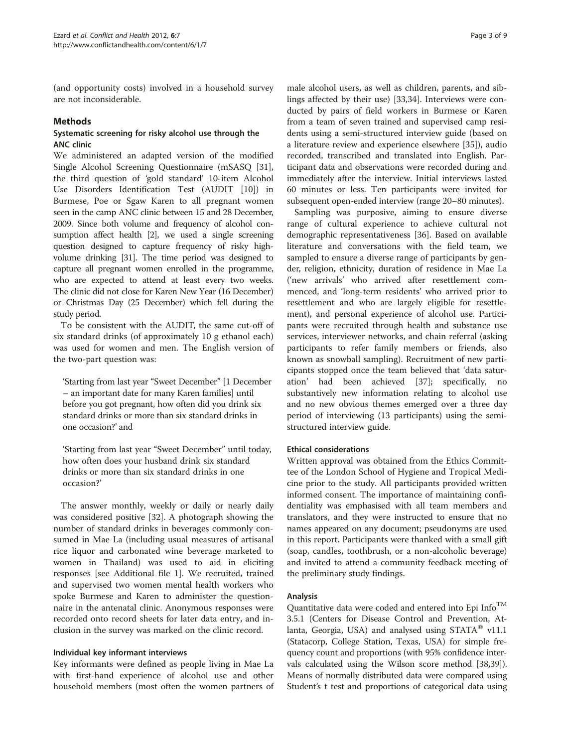(and opportunity costs) involved in a household survey are not inconsiderable.

## Methods

### Systematic screening for risky alcohol use through the ANC clinic

We administered an adapted version of the modified Single Alcohol Screening Questionnaire (mSASQ [31], the third question of 'gold standard' 10-item Alcohol Use Disorders Identification Test (AUDIT [10]) in Burmese, Poe or Sgaw Karen to all pregnant women seen in the camp ANC clinic between 15 and 28 December, 2009. Since both volume and frequency of alcohol consumption affect health [2], we used a single screening question designed to capture frequency of risky high-volume drinking [31]. The time period was designed to capture all pregnant women enrolled in the programme, who are expected to attend at least every two weeks. The clinic did not close for Karen New Year (16 December) or Christmas Day (25 December) which fell during the study period.

To be consistent with the AUDIT, the same cut-off of six standard drinks (of approximately 10 g ethanol each) was used for women and men. The English version of the two-part question was:

> 'Starting from last year "Sweet December" [1 December – an important date for many Karen families] until before you got pregnant, how often did you drink six standard drinks or more than six standard drinks in one occasion?' and
>
> 'Starting from last year "Sweet December" until today, how often does your husband drink six standard drinks or more than six standard drinks in one occasion?'

The answer monthly, weekly or daily or nearly daily was considered positive [32]. A photograph showing the number of standard drinks in beverages commonly consumed in Mae La (including usual measures of artisanal rice liquor and carbonated wine beverage marketed to women in Thailand) was used to aid in eliciting responses [see Additional file 1]. We recruited, trained and supervised two women mental health workers who spoke Burmese and Karen to administer the questionnaire in the antenatal clinic. Anonymous responses were recorded onto record sheets for later data entry, and inclusion in the survey was marked on the clinic record.

### Individual key informant interviews

Key informants were defined as people living in Mae La with first-hand experience of alcohol use and other household members (most often the women partners of male alcohol users, as well as children, parents, and siblings affected by their use) [33,34]. Interviews were conducted by pairs of field workers in Burmese or Karen from a team of seven trained and supervised camp residents using a semi-structured interview guide (based on a literature review and experience elsewhere [35]), audio recorded, transcribed and translated into English. Participant data and observations were recorded during and immediately after the interview. Initial interviews lasted 60 minutes or less. Ten participants were invited for subsequent open-ended interview (range 20–80 minutes).

Sampling was purposive, aiming to ensure diverse range of cultural experience to achieve cultural not demographic representativeness [36]. Based on available literature and conversations with the field team, we sampled to ensure a diverse range of participants by gender, religion, ethnicity, duration of residence in Mae La ('new arrivals' who arrived after resettlement commenced, and 'long-term residents' who arrived prior to resettlement and who are largely eligible for resettlement), and personal experience of alcohol use. Participants were recruited through health and substance use services, interviewer networks, and chain referral (asking participants to refer family members or friends, also known as snowball sampling). Recruitment of new participants stopped once the team believed that 'data saturation' had been achieved [37]; specifically, no substantively new information relating to alcohol use and no new obvious themes emerged over a three day period of interviewing (13 participants) using the semi-structured interview guide.

### Ethical considerations

Written approval was obtained from the Ethics Committee of the London School of Hygiene and Tropical Medicine prior to the study. All participants provided written informed consent. The importance of maintaining confidentiality was emphasised with all team members and translators, and they were instructed to ensure that no names appeared on any document; pseudonyms are used in this report. Participants were thanked with a small gift (soap, candles, toothbrush, or a non-alcoholic beverage) and invited to attend a community feedback meeting of the preliminary study findings.

### Analysis

Quantitative data were coded and entered into Epi Info™ 3.5.1 (Centers for Disease Control and Prevention, Atlanta, Georgia, USA) and analysed using STATA® v11.1 (Statacorp, College Station, Texas, USA) for simple frequency count and proportions (with 95% confidence intervals calculated using the Wilson score method [38,39]). Means of normally distributed data were compared using Student's t test and proportions of categorical data using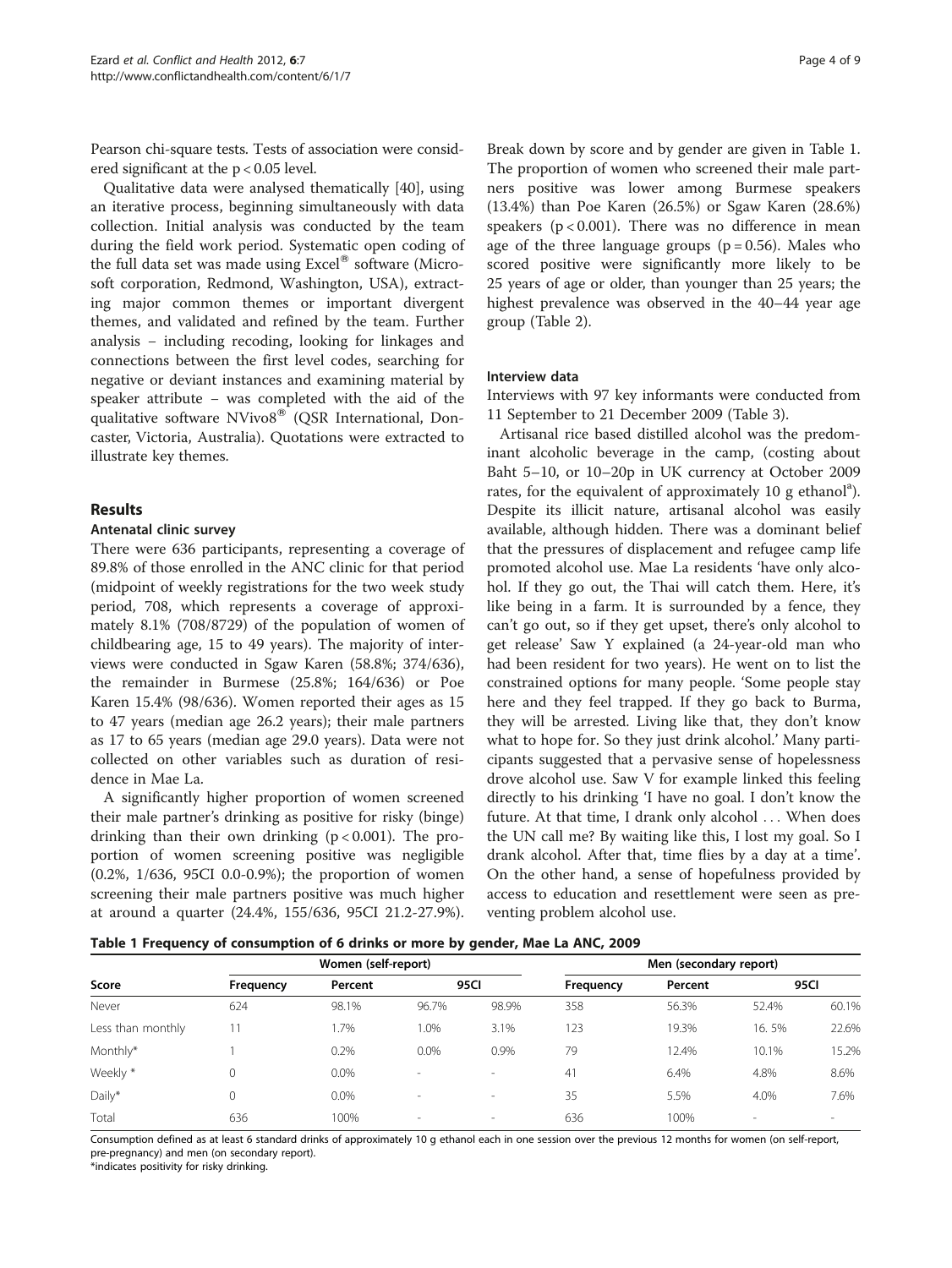Pearson chi-square tests. Tests of association were considered significant at the $p < 0.05$ level.

Qualitative data were analysed thematically [40], using an iterative process, beginning simultaneously with data collection. Initial analysis was conducted by the team during the field work period. Systematic open coding of the full data set was made using Excel® software (Microsoft corporation, Redmond, Washington, USA), extracting major common themes or important divergent themes, and validated and refined by the team. Further analysis – including recoding, looking for linkages and connections between the first level codes, searching for negative or deviant instances and examining material by speaker attribute – was completed with the aid of the qualitative software NVivo8® (QSR International, Doncaster, Victoria, Australia). Quotations were extracted to illustrate key themes.

## Results

### Antenatal clinic survey

There were 636 participants, representing a coverage of 89.8% of those enrolled in the ANC clinic for that period (midpoint of weekly registrations for the two week study period, 708, which represents a coverage of approximately 8.1% (708/8729) of the population of women of childbearing age, 15 to 49 years). The majority of interviews were conducted in Sgaw Karen (58.8%; 374/636), the remainder in Burmese (25.8%; 164/636) or Poe Karen 15.4% (98/636). Women reported their ages as 15 to 47 years (median age 26.2 years); their male partners as 17 to 65 years (median age 29.0 years). Data were not collected on other variables such as duration of residence in Mae La.

A significantly higher proportion of women screened their male partner's drinking as positive for risky (binge) drinking than their own drinking ($p < 0.001$). The proportion of women screening positive was negligible (0.2%, 1/636, 95CI 0.0-0.9%); the proportion of women screening their male partners positive was much higher at around a quarter (24.4%, 155/636, 95CI 21.2-27.9%). Break down by score and by gender are given in Table 1. The proportion of women who screened their male partners positive was lower among Burmese speakers (13.4%) than Poe Karen (26.5%) or Sgaw Karen (28.6%) speakers ($p < 0.001$). There was no difference in mean age of the three language groups ($p = 0.56$). Males who scored positive were significantly more likely to be 25 years of age or older, than younger than 25 years; the highest prevalence was observed in the 40–44 year age group (Table 2).

### Interview data

Interviews with 97 key informants were conducted from 11 September to 21 December 2009 (Table 3).

Artisanal rice based distilled alcohol was the predominant alcoholic beverage in the camp, (costing about Baht 5–10, or 10–20p in UK currency at October 2009 rates, for the equivalent of approximately 10 g ethanol[a]). Despite its illicit nature, artisanal alcohol was easily available, although hidden. There was a dominant belief that the pressures of displacement and refugee camp life promoted alcohol use. Mae La residents 'have only alcohol. If they go out, the Thai will catch them. Here, it's like being in a farm. It is surrounded by a fence, they can't go out, so if they get upset, there's only alcohol to get release' Saw Y explained (a 24-year-old man who had been resident for two years). He went on to list the constrained options for many people. 'Some people stay here and they feel trapped. If they go back to Burma, they will be arrested. Living like that, they don't know what to hope for. So they just drink alcohol.' Many participants suggested that a pervasive sense of hopelessness drove alcohol use. Saw V for example linked this feeling directly to his drinking 'I have no goal. I don't know the future. At that time, I drank only alcohol . . . When does the UN call me? By waiting like this, I lost my goal. So I drank alcohol. After that, time flies by a day at a time'. On the other hand, a sense of hopefulness provided by access to education and resettlement were seen as preventing problem alcohol use.

**Table 1 Frequency of consumption of 6 drinks or more by gender, Mae La ANC, 2009**

| | Women (self-report) | | | | Men (secondary report) | | | |
|---|---|---|---|---|---|---|---|---|
| Score | Frequency | Percent | 95CI | | Frequency | Percent | 95CI | |
| Never | 624 | 98.1% | 96.7% | 98.9% | 358 | 56.3% | 52.4% | 60.1% |
| Less than monthly | 11 | 1.7% | 1.0% | 3.1% | 123 | 19.3% | 16. 5% | 22.6% |
| Monthly* | 1 | 0.2% | 0.0% | 0.9% | 79 | 12.4% | 10.1% | 15.2% |
| Weekly * | 0 | 0.0% | - | - | 41 | 6.4% | 4.8% | 8.6% |
| Daily* | 0 | 0.0% | - | - | 35 | 5.5% | 4.0% | 7.6% |
| Total | 636 | 100% | - | - | 636 | 100% | - | - |

Consumption defined as at least 6 standard drinks of approximately 10 g ethanol each in one session over the previous 12 months for women (on self-report, pre-pregnancy) and men (on secondary report).

*indicates positivity for risky drinking.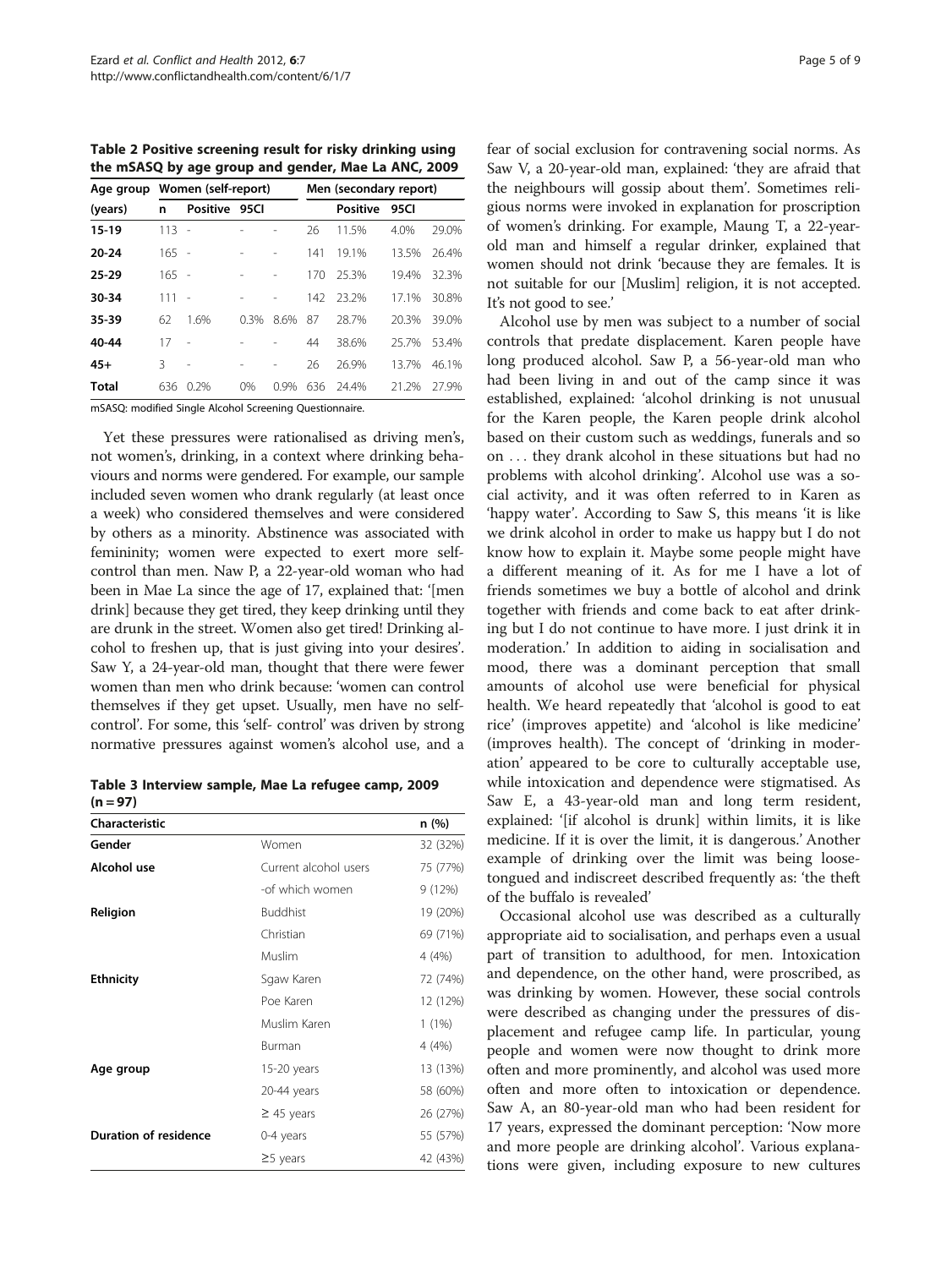**Table 2 Positive screening result for risky drinking using the mSASQ by age group and gender, Mae La ANC, 2009**

| Age group | Women (self-report) | | | | Men (secondary report) | | | |
|---|---|---|---|---|---|---|---|---|
| (years) | n | Positive | 95CI | | | Positive | 95CI | |
| **15-19** | 113 | - | - | - | 26 | 11.5% | 4.0% | 29.0% |
| **20-24** | 165 | - | - | - | 141 | 19.1% | 13.5% | 26.4% |
| **25-29** | 165 | - | - | - | 170 | 25.3% | 19.4% | 32.3% |
| **30-34** | 111 | - | - | - | 142 | 23.2% | 17.1% | 30.8% |
| **35-39** | 62 | 1.6% | 0.3% | 8.6% | 87 | 28.7% | 20.3% | 39.0% |
| **40-44** | 17 | - | - | - | 44 | 38.6% | 25.7% | 53.4% |
| **45+** | 3 | - | - | - | 26 | 26.9% | 13.7% | 46.1% |
| **Total** | 636 | 0.2% | 0% | 0.9% | 636 | 24.4% | 21.2% | 27.9% |

mSASQ: modified Single Alcohol Screening Questionnaire.

Yet these pressures were rationalised as driving men's, not women's, drinking, in a context where drinking behaviours and norms were gendered. For example, our sample included seven women who drank regularly (at least once a week) who considered themselves and were considered by others as a minority. Abstinence was associated with femininity; women were expected to exert more self-control than men. Naw P, a 22-year-old woman who had been in Mae La since the age of 17, explained that: '[men drink] because they get tired, they keep drinking until they are drunk in the street. Women also get tired! Drinking alcohol to freshen up, that is just giving into your desires'. Saw Y, a 24-year-old man, thought that there were fewer women than men who drink because: 'women can control themselves if they get upset. Usually, men have no self-control'. For some, this 'self- control' was driven by strong normative pressures against women's alcohol use, and a fear of social exclusion for contravening social norms. As Saw V, a 20-year-old man, explained: 'they are afraid that the neighbours will gossip about them'. Sometimes religious norms were invoked in explanation for proscription of women's drinking. For example, Maung T, a 22-year-old man and himself a regular drinker, explained that women should not drink 'because they are females. It is not suitable for our [Muslim] religion, it is not accepted. It's not good to see.'

**Table 3 Interview sample, Mae La refugee camp, 2009 (n = 97)**

| Characteristic | | n (%) |
|---|---|---|
| **Gender** | Women | 32 (32%) |
| **Alcohol use** | Current alcohol users | 75 (77%) |
| | -of which women | 9 (12%) |
| **Religion** | Buddhist | 19 (20%) |
| | Christian | 69 (71%) |
| | Muslim | 4 (4%) |
| **Ethnicity** | Sgaw Karen | 72 (74%) |
| | Poe Karen | 12 (12%) |
| | Muslim Karen | 1 (1%) |
| | Burman | 4 (4%) |
| **Age group** | 15-20 years | 13 (13%) |
| | 20-44 years | 58 (60%) |
| | ≥ 45 years | 26 (27%) |
| **Duration of residence** | 0-4 years | 55 (57%) |
| | ≥5 years | 42 (43%) |

Alcohol use by men was subject to a number of social controls that predate displacement. Karen people have long produced alcohol. Saw P, a 56-year-old man who had been living in and out of the camp since it was established, explained: 'alcohol drinking is not unusual for the Karen people, the Karen people drink alcohol based on their custom such as weddings, funerals and so on . . . they drank alcohol in these situations but had no problems with alcohol drinking'. Alcohol use was a social activity, and it was often referred to in Karen as 'happy water'. According to Saw S, this means 'it is like we drink alcohol in order to make us happy but I do not know how to explain it. Maybe some people might have a different meaning of it. As for me I have a lot of friends sometimes we buy a bottle of alcohol and drink together with friends and come back to eat after drinking but I do not continue to have more. I just drink it in moderation.' In addition to aiding in socialisation and mood, there was a dominant perception that small amounts of alcohol use were beneficial for physical health. We heard repeatedly that 'alcohol is good to eat rice' (improves appetite) and 'alcohol is like medicine' (improves health). The concept of 'drinking in moderation' appeared to be core to culturally acceptable use, while intoxication and dependence were stigmatised. As Saw E, a 43-year-old man and long term resident, explained: '[if alcohol is drunk] within limits, it is like medicine. If it is over the limit, it is dangerous.' Another example of drinking over the limit was being loose-tongued and indiscreet described frequently as: 'the theft of the buffalo is revealed'

Occasional alcohol use was described as a culturally appropriate aid to socialisation, and perhaps even a usual part of transition to adulthood, for men. Intoxication and dependence, on the other hand, were proscribed, as was drinking by women. However, these social controls were described as changing under the pressures of displacement and refugee camp life. In particular, young people and women were now thought to drink more often and more prominently, and alcohol was used more often and more often to intoxication or dependence. Saw A, an 80-year-old man who had been resident for 17 years, expressed the dominant perception: 'Now more and more people are drinking alcohol'. Various explanations were given, including exposure to new cultures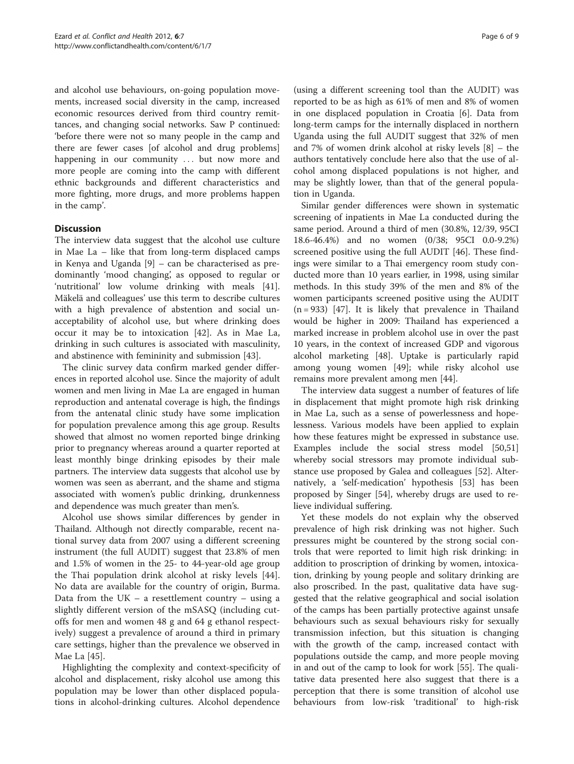and alcohol use behaviours, on-going population movements, increased social diversity in the camp, increased economic resources derived from third country remittances, and changing social networks. Saw P continued: 'before there were not so many people in the camp and there are fewer cases [of alcohol and drug problems] happening in our community ... but now more and more people are coming into the camp with different ethnic backgrounds and different characteristics and more fighting, more drugs, and more problems happen in the camp'.

## Discussion

The interview data suggest that the alcohol use culture in Mae La – like that from long-term displaced camps in Kenya and Uganda [9] – can be characterised as predominantly 'mood changing', as opposed to regular or 'nutritional' low volume drinking with meals [41]. Mäkelä and colleagues' use this term to describe cultures with a high prevalence of abstention and social unacceptability of alcohol use, but where drinking does occur it may be to intoxication [42]. As in Mae La, drinking in such cultures is associated with masculinity, and abstinence with femininity and submission [43].

The clinic survey data confirm marked gender differences in reported alcohol use. Since the majority of adult women and men living in Mae La are engaged in human reproduction and antenatal coverage is high, the findings from the antenatal clinic study have some implication for population prevalence among this age group. Results showed that almost no women reported binge drinking prior to pregnancy whereas around a quarter reported at least monthly binge drinking episodes by their male partners. The interview data suggests that alcohol use by women was seen as aberrant, and the shame and stigma associated with women's public drinking, drunkenness and dependence was much greater than men's.

Alcohol use shows similar differences by gender in Thailand. Although not directly comparable, recent national survey data from 2007 using a different screening instrument (the full AUDIT) suggest that 23.8% of men and 1.5% of women in the 25- to 44-year-old age group the Thai population drink alcohol at risky levels [44]. No data are available for the country of origin, Burma. Data from the UK – a resettlement country – using a slightly different version of the mSASQ (including cut-offs for men and women 48 g and 64 g ethanol respectively) suggest a prevalence of around a third in primary care settings, higher than the prevalence we observed in Mae La [45].

Highlighting the complexity and context-specificity of alcohol and displacement, risky alcohol use among this population may be lower than other displaced populations in alcohol-drinking cultures. Alcohol dependence (using a different screening tool than the AUDIT) was reported to be as high as 61% of men and 8% of women in one displaced population in Croatia [6]. Data from long-term camps for the internally displaced in northern Uganda using the full AUDIT suggest that 32% of men and 7% of women drink alcohol at risky levels [8] – the authors tentatively conclude here also that the use of alcohol among displaced populations is not higher, and may be slightly lower, than that of the general population in Uganda.

Similar gender differences were shown in systematic screening of inpatients in Mae La conducted during the same period. Around a third of men (30.8%, 12/39, 95CI 18.6-46.4%) and no women (0/38; 95CI 0.0-9.2%) screened positive using the full AUDIT [46]. These findings were similar to a Thai emergency room study conducted more than 10 years earlier, in 1998, using similar methods. In this study 39% of the men and 8% of the women participants screened positive using the AUDIT ($n = 933$) [47]. It is likely that prevalence in Thailand would be higher in 2009: Thailand has experienced a marked increase in problem alcohol use in over the past 10 years, in the context of increased GDP and vigorous alcohol marketing [48]. Uptake is particularly rapid among young women [49]; while risky alcohol use remains more prevalent among men [44].

The interview data suggest a number of features of life in displacement that might promote high risk drinking in Mae La, such as a sense of powerlessness and hopelessness. Various models have been applied to explain how these features might be expressed in substance use. Examples include the social stress model [50,51] whereby social stressors may promote individual substance use proposed by Galea and colleagues [52]. Alternatively, a 'self-medication' hypothesis [53] has been proposed by Singer [54], whereby drugs are used to relieve individual suffering.

Yet these models do not explain why the observed prevalence of high risk drinking was not higher. Such pressures might be countered by the strong social controls that were reported to limit high risk drinking: in addition to proscription of drinking by women, intoxication, drinking by young people and solitary drinking are also proscribed. In the past, qualitative data have suggested that the relative geographical and social isolation of the camps has been partially protective against unsafe behaviours such as sexual behaviours risky for sexually transmission infection, but this situation is changing with the growth of the camp, increased contact with populations outside the camp, and more people moving in and out of the camp to look for work [55]. The qualitative data presented here also suggest that there is a perception that there is some transition of alcohol use behaviours from low-risk 'traditional' to high-risk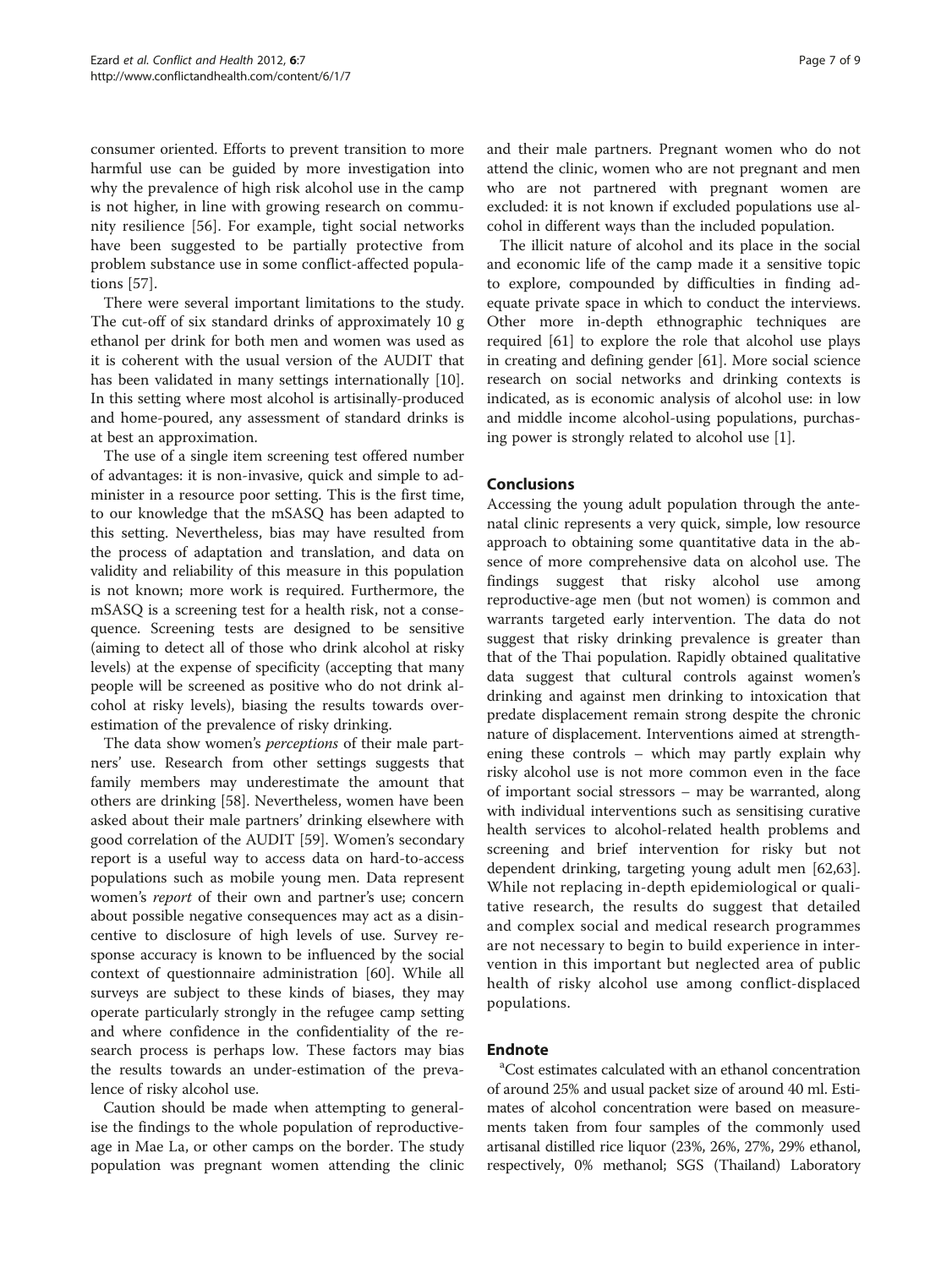consumer oriented. Efforts to prevent transition to more harmful use can be guided by more investigation into why the prevalence of high risk alcohol use in the camp is not higher, in line with growing research on community resilience [56]. For example, tight social networks have been suggested to be partially protective from problem substance use in some conflict-affected populations [57].

There were several important limitations to the study. The cut-off of six standard drinks of approximately 10 g ethanol per drink for both men and women was used as it is coherent with the usual version of the AUDIT that has been validated in many settings internationally [10]. In this setting where most alcohol is artisinally-produced and home-poured, any assessment of standard drinks is at best an approximation.

The use of a single item screening test offered number of advantages: it is non-invasive, quick and simple to administer in a resource poor setting. This is the first time, to our knowledge that the mSASQ has been adapted to this setting. Nevertheless, bias may have resulted from the process of adaptation and translation, and data on validity and reliability of this measure in this population is not known; more work is required. Furthermore, the mSASQ is a screening test for a health risk, not a consequence. Screening tests are designed to be sensitive (aiming to detect all of those who drink alcohol at risky levels) at the expense of specificity (accepting that many people will be screened as positive who do not drink alcohol at risky levels), biasing the results towards over-estimation of the prevalence of risky drinking.

The data show women's *perceptions* of their male partners' use. Research from other settings suggests that family members may underestimate the amount that others are drinking [58]. Nevertheless, women have been asked about their male partners' drinking elsewhere with good correlation of the AUDIT [59]. Women's secondary report is a useful way to access data on hard-to-access populations such as mobile young men. Data represent women's *report* of their own and partner's use; concern about possible negative consequences may act as a disincentive to disclosure of high levels of use. Survey response accuracy is known to be influenced by the social context of questionnaire administration [60]. While all surveys are subject to these kinds of biases, they may operate particularly strongly in the refugee camp setting and where confidence in the confidentiality of the research process is perhaps low. These factors may bias the results towards an under-estimation of the prevalence of risky alcohol use.

Caution should be made when attempting to generalise the findings to the whole population of reproductive-age in Mae La, or other camps on the border. The study population was pregnant women attending the clinic and their male partners. Pregnant women who do not attend the clinic, women who are not pregnant and men who are not partnered with pregnant women are excluded: it is not known if excluded populations use alcohol in different ways than the included population.

The illicit nature of alcohol and its place in the social and economic life of the camp made it a sensitive topic to explore, compounded by difficulties in finding adequate private space in which to conduct the interviews. Other more in-depth ethnographic techniques are required [61] to explore the role that alcohol use plays in creating and defining gender [61]. More social science research on social networks and drinking contexts is indicated, as is economic analysis of alcohol use: in low and middle income alcohol-using populations, purchasing power is strongly related to alcohol use [1].

## Conclusions

Accessing the young adult population through the antenatal clinic represents a very quick, simple, low resource approach to obtaining some quantitative data in the absence of more comprehensive data on alcohol use. The findings suggest that risky alcohol use among reproductive-age men (but not women) is common and warrants targeted early intervention. The data do not suggest that risky drinking prevalence is greater than that of the Thai population. Rapidly obtained qualitative data suggest that cultural controls against women's drinking and against men drinking to intoxication that predate displacement remain strong despite the chronic nature of displacement. Interventions aimed at strengthening these controls – which may partly explain why risky alcohol use is not more common even in the face of important social stressors – may be warranted, along with individual interventions such as sensitising curative health services to alcohol-related health problems and screening and brief intervention for risky but not dependent drinking, targeting young adult men [62,63]. While not replacing in-depth epidemiological or qualitative research, the results do suggest that detailed and complex social and medical research programmes are not necessary to begin to build experience in intervention in this important but neglected area of public health of risky alcohol use among conflict-displaced populations.

## Endnote

[a]Cost estimates calculated with an ethanol concentration of around 25% and usual packet size of around 40 ml. Estimates of alcohol concentration were based on measurements taken from four samples of the commonly used artisanal distilled rice liquor (23%, 26%, 27%, 29% ethanol, respectively, 0% methanol; SGS (Thailand) Laboratory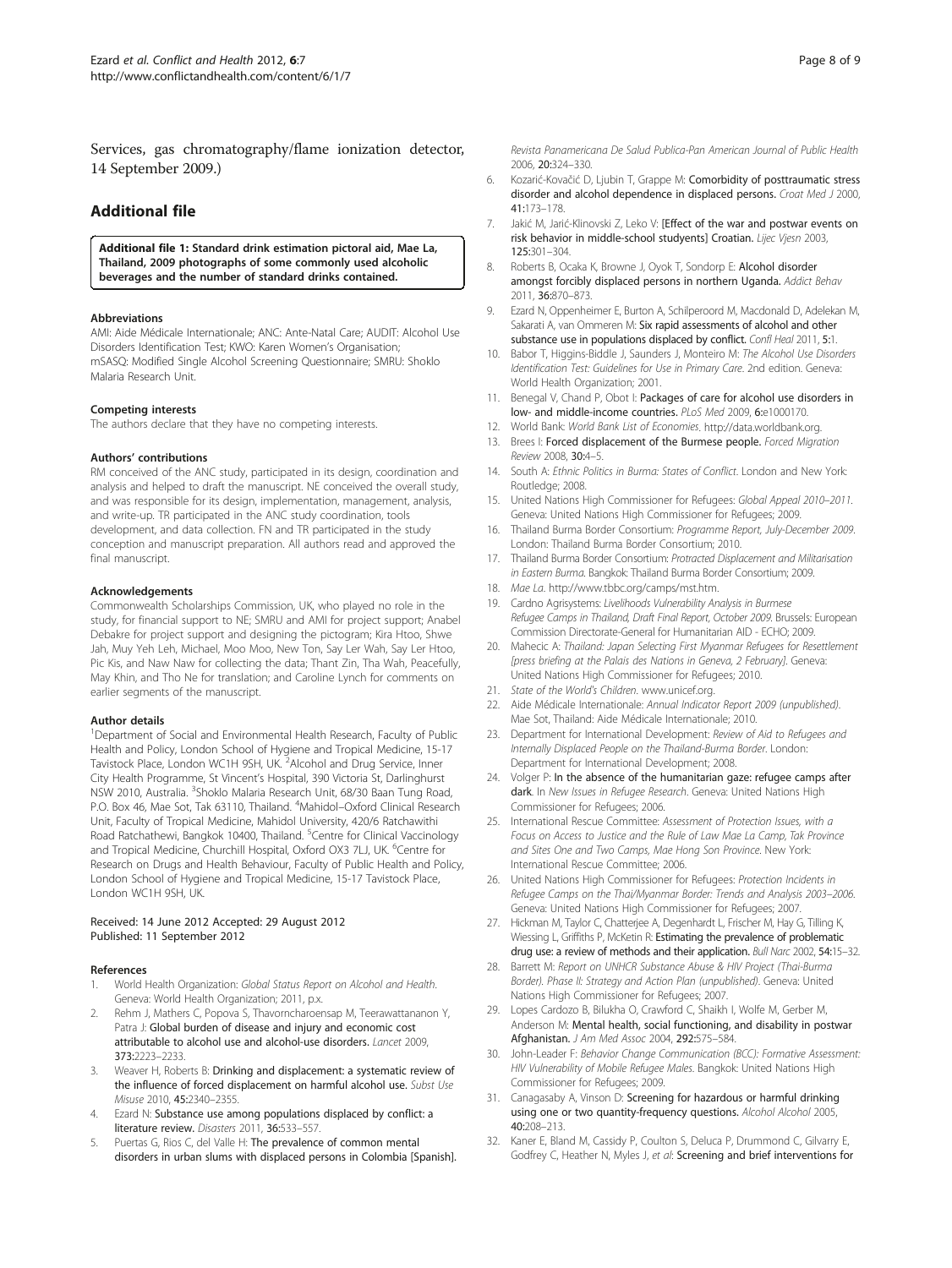Services, gas chromatography/flame ionization detector, 14 September 2009.)

## Additional file

**Additional file 1: Standard drink estimation pictoral aid, Mae La, Thailand, 2009 photographs of some commonly used alcoholic beverages and the number of standard drinks contained.**

#### Abbreviations

AMI: Aide Médicale Internationale; ANC: Ante-Natal Care; AUDIT: Alcohol Use Disorders Identification Test; KWO: Karen Women's Organisation; mSASQ: Modified Single Alcohol Screening Questionnaire; SMRU: Shoklo Malaria Research Unit.

#### Competing interests

The authors declare that they have no competing interests.

#### Authors' contributions

RM conceived of the ANC study, participated in its design, coordination and analysis and helped to draft the manuscript. NE conceived the overall study, and was responsible for its design, implementation, management, analysis, and write-up. TR participated in the ANC study coordination, tools development, and data collection. FN and TR participated in the study conception and manuscript preparation. All authors read and approved the final manuscript.

#### Acknowledgements

Commonwealth Scholarships Commission, UK, who played no role in the study, for financial support to NE; SMRU and AMI for project support; Anabel Debakre for project support and designing the pictogram; Kira Htoo, Shwe Jah, Muy Yeh Leh, Michael, Moo Moo, New Ton, Say Ler Wah, Say Ler Htoo, Pic Kis, and Naw Naw for collecting the data; Thant Zin, Tha Wah, Peacefully, May Khin, and Tho Ne for translation; and Caroline Lynch for comments on earlier segments of the manuscript.

#### Author details

[1]Department of Social and Environmental Health Research, Faculty of Public Health and Policy, London School of Hygiene and Tropical Medicine, 15-17 Tavistock Place, London WC1H 9SH, UK. [2]Alcohol and Drug Service, Inner City Health Programme, St Vincent's Hospital, 390 Victoria St, Darlinghurst NSW 2010, Australia. [3]Shoklo Malaria Research Unit, 68/30 Baan Tung Road, P.O. Box 46, Mae Sot, Tak 63110, Thailand. [4]Mahidol–Oxford Clinical Research Unit, Faculty of Tropical Medicine, Mahidol University, 420/6 Ratchawithi Road Ratchathewi, Bangkok 10400, Thailand. [5]Centre for Clinical Vaccinology and Tropical Medicine, Churchill Hospital, Oxford OX3 7LJ, UK. [6]Centre for Research on Drugs and Health Behaviour, Faculty of Public Health and Policy, London School of Hygiene and Tropical Medicine, 15-17 Tavistock Place, London WC1H 9SH, UK.

Received: 14 June 2012 Accepted: 29 August 2012
Published: 11 September 2012

#### References

1. World Health Organization: *Global Status Report on Alcohol and Health*. Geneva: World Health Organization; 2011, p.x.
2. Rehm J, Mathers C, Popova S, Thavorncharoensap M, Teerawattananon Y, Patra J: **Global burden of disease and injury and economic cost attributable to alcohol use and alcohol-use disorders.** *Lancet* 2009, **373:**2223–2233.
3. Weaver H, Roberts B: **Drinking and displacement: a systematic review of the influence of forced displacement on harmful alcohol use.** *Subst Use Misuse* 2010, **45:**2340–2355.
4. Ezard N: **Substance use among populations displaced by conflict: a literature review.** *Disasters* 2011, **36:**533–557.
5. Puertas G, Rios C, del Valle H: **The prevalence of common mental disorders in urban slums with displaced persons in Colombia [Spanish].** *Revista Panamericana De Salud Publica-Pan American Journal of Public Health* 2006, **20:**324–330.
6. Kozarić-Kovačić D, Ljubin T, Grappe M: **Comorbidity of posttraumatic stress disorder and alcohol dependence in displaced persons.** *Croat Med J* 2000, **41:**173–178.
7. Jakić M, Jarić-Klinovski Z, Leko V: **[Effect of the war and postwar events on risk behavior in middle-school studyents] Croatian.** *Lijec Vjesn* 2003, **125:**301–304.
8. Roberts B, Ocaka K, Browne J, Oyok T, Sondorp E: **Alcohol disorder amongst forcibly displaced persons in northern Uganda.** *Addict Behav* 2011, **36:**870–873.
9. Ezard N, Oppenheimer E, Burton A, Schilperoord M, Macdonald D, Adelekan M, Sakarati A, van Ommeren M: **Six rapid assessments of alcohol and other substance use in populations displaced by conflict.** *Confl Heal* 2011, **5:**1.
10. Babor T, Higgins-Biddle J, Saunders J, Monteiro M: *The Alcohol Use Disorders Identification Test: Guidelines for Use in Primary Care*. 2nd edition. Geneva: World Health Organization; 2001.
11. Benegal V, Chand P, Obot I: **Packages of care for alcohol use disorders in low- and middle-income countries.** *PLoS Med* 2009, **6:**e1000170.
12. World Bank: *World Bank List of Economies*. http://data.worldbank.org.
13. Brees I: **Forced displacement of the Burmese people.** *Forced Migration Review* 2008, **30:**4–5.
14. South A: *Ethnic Politics in Burma: States of Conflict*. London and New York: Routledge; 2008.
15. United Nations High Commissioner for Refugees: *Global Appeal 2010–2011*. Geneva: United Nations High Commissioner for Refugees; 2009.
16. Thailand Burma Border Consortium: *Programme Report, July-December 2009*. London: Thailand Burma Border Consortium; 2010.
17. Thailand Burma Border Consortium: *Protracted Displacement and Militarisation in Eastern Burma*. Bangkok: Thailand Burma Border Consortium; 2009.
18. *Mae La*. http://www.tbbc.org/camps/mst.htm.
19. Cardno Agrisystems: *Livelihoods Vulnerability Analysis in Burmese Refugee Camps in Thailand, Draft Final Report, October 2009*. Brussels: European Commission Directorate-General for Humanitarian AID - ECHO; 2009.
20. Mahecic A: *Thailand: Japan Selecting First Myanmar Refugees for Resettlement [press briefing at the Palais des Nations in Geneva, 2 February]*. Geneva: United Nations High Commissioner for Refugees; 2010.
21. *State of the World's Children*. www.unicef.org.
22. Aide Médicale Internationale: *Annual Indicator Report 2009 (unpublished)*. Mae Sot, Thailand: Aide Médicale Internationale; 2010.
23. Department for International Development: *Review of Aid to Refugees and Internally Displaced People on the Thailand-Burma Border*. London: Department for International Development; 2008.
24. Volger P: **In the absence of the humanitarian gaze: refugee camps after dark.** In *New Issues in Refugee Research*. Geneva: United Nations High Commissioner for Refugees; 2006.
25. International Rescue Committee: *Assessment of Protection Issues, with a Focus on Access to Justice and the Rule of Law Mae La Camp, Tak Province and Sites One and Two Camps, Mae Hong Son Province*. New York: International Rescue Committee; 2006.
26. United Nations High Commissioner for Refugees: *Protection Incidents in Refugee Camps on the Thai/Myanmar Border: Trends and Analysis 2003–2006*. Geneva: United Nations High Commissioner for Refugees; 2007.
27. Hickman M, Taylor C, Chatterjee A, Degenhardt L, Frischer M, Hay G, Tilling K, Wiessing L, Griffiths P, McKetin R: **Estimating the prevalence of problematic drug use: a review of methods and their application.** *Bull Narc* 2002, **54:**15–32.
28. Barrett M: *Report on UNHCR Substance Abuse & HIV Project (Thai-Burma Border). Phase II: Strategy and Action Plan (unpublished)*. Geneva: United Nations High Commissioner for Refugees; 2007.
29. Lopes Cardozo B, Bilukha O, Crawford C, Shaikh I, Wolfe M, Gerber M, Anderson M: **Mental health, social functioning, and disability in postwar Afghanistan.** *J Am Med Assoc* 2004, **292:**575–584.
30. John-Leader F: *Behavior Change Communication (BCC): Formative Assessment: HIV Vulnerability of Mobile Refugee Males*. Bangkok: United Nations High Commissioner for Refugees; 2009.
31. Canagasaby A, Vinson D: **Screening for hazardous or harmful drinking using one or two quantity-frequency questions.** *Alcohol Alcohol* 2005, **40:**208–213.
32. Kaner E, Bland M, Cassidy P, Coulton S, Deluca P, Drummond C, Gilvarry E, Godfrey C, Heather N, Myles J, *et al*: **Screening and brief interventions for**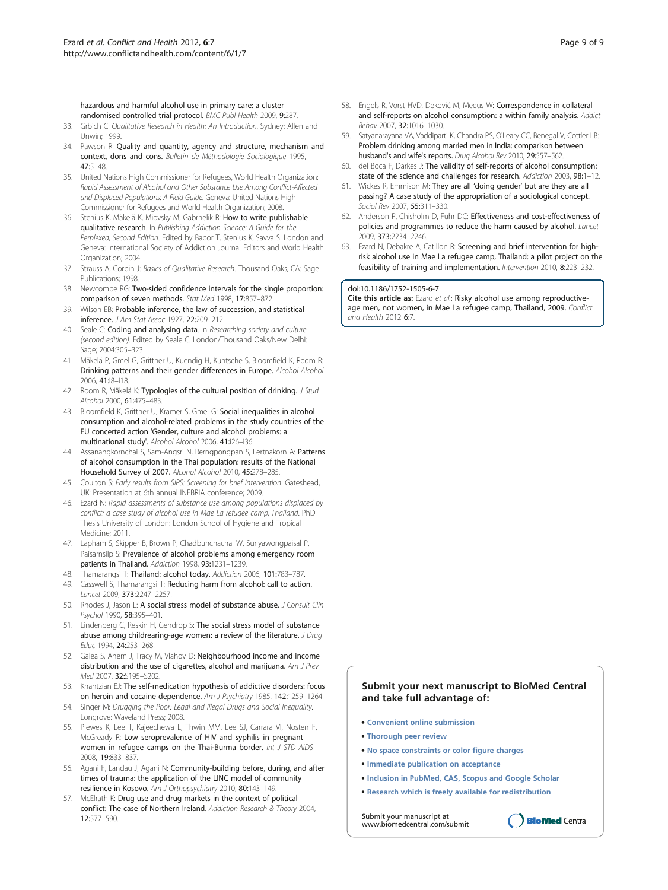hazardous and harmful alcohol use in primary care: a cluster randomised controlled trial protocol. *BMC Publ Health* 2009, **9**:287.

33. Grbich C: *Qualitative Research in Health: An Introduction.* Sydney: Allen and Unwin; 1999.
34. Pawson R: **Quality and quantity, agency and structure, mechanism and context, dons and cons.** *Bulletin de Méthodologie Sociologique* 1995, **47**:5–48.
35. United Nations High Commissioner for Refugees, World Health Organization: *Rapid Assessment of Alcohol and Other Substance Use Among Conflict-Affected and Displaced Populations: A Field Guide.* Geneva: United Nations High Commissioner for Refugees and World Health Organization; 2008.
36. Stenius K, Mäkelä K, Miovsky M, Gabrhelik R: **How to write publishable qualitative research**. In *Publishing Addiction Science: A Guide for the Perplexed, Second Edition*. Edited by Babor T, Stenius K, Savva S. London and Geneva: International Society of Addiction Journal Editors and World Health Organization; 2004.
37. Strauss A, Corbin J: *Basics of Qualitative Research*. Thousand Oaks, CA: Sage Publications; 1998.
38. Newcombe RG: **Two-sided confidence intervals for the single proportion: comparison of seven methods.** *Stat Med* 1998, **17**:857–872.
39. Wilson EB: **Probable inference, the law of succession, and statistical inference.** *J Am Stat Assoc* 1927, **22**:209–212.
40. Seale C: **Coding and analysing data**. In *Researching society and culture (second edition)*. Edited by Seale C. London/Thousand Oaks/New Delhi: Sage; 2004:305–323.
41. Mäkelä P, Gmel G, Grittner U, Kuendig H, Kuntsche S, Bloomfield K, Room R: **Drinking patterns and their gender differences in Europe.** *Alcohol Alcohol* 2006, **41**:i8–i18.
42. Room R, Mäkelä K: **Typologies of the cultural position of drinking.** *J Stud Alcohol* 2000, **61**:475–483.
43. Bloomfield K, Grittner U, Kramer S, Gmel G: **Social inequalities in alcohol consumption and alcohol-related problems in the study countries of the EU concerted action 'Gender, culture and alcohol problems: a multinational study'.** *Alcohol Alcohol* 2006, **41**:i26–i36.
44. Assanangkornchai S, Sam-Angsri N, Rerngpongpan S, Lertnakorn A: **Patterns of alcohol consumption in the Thai population: results of the National Household Survey of 2007.** *Alcohol Alcohol* 2010, **45**:278–285.
45. Coulton S: *Early results from SIPS: Screening for brief intervention*. Gateshead, UK: Presentation at 6th annual INEBRIA conference; 2009.
46. Ezard N: *Rapid assessments of substance use among populations displaced by conflict: a case study of alcohol use in Mae La refugee camp, Thailand*. PhD Thesis University of London: London School of Hygiene and Tropical Medicine; 2011.
47. Lapham S, Skipper B, Brown P, Chadbunchachai W, Suriyawongpaisal P, Paisarnsilp S: **Prevalence of alcohol problems among emergency room patients in Thailand.** *Addiction* 1998, **93**:1231–1239.
48. Thamarangsi T: **Thailand: alcohol today.** *Addiction* 2006, **101**:783–787.
49. Casswell S, Thamarangsi T: **Reducing harm from alcohol: call to action.** *Lancet* 2009, **373**:2247–2257.
50. Rhodes J, Jason L: **A social stress model of substance abuse.** *J Consult Clin Psychol* 1990, **58**:395–401.
51. Lindenberg C, Reskin H, Gendrop S: **The social stress model of substance abuse among childrearing-age women: a review of the literature.** *J Drug Educ* 1994, **24**:253–268.
52. Galea S, Ahern J, Tracy M, Vlahov D: **Neighbourhood income and income distribution and the use of cigarettes, alcohol and marijuana.** *Am J Prev Med* 2007, **32**:S195–S202.
53. Khantzian EJ: **The self-medication hypothesis of addictive disorders: focus on heroin and cocaine dependence.** *Am J Psychiatry* 1985, **142**:1259–1264.
54. Singer M: *Drugging the Poor: Legal and Illegal Drugs and Social Inequality*. Longrove: Waveland Press; 2008.
55. Plewes K, Lee T, Kajeechewa L, Thwin MM, Lee SJ, Carrara VI, Nosten F, McGready R: **Low seroprevalence of HIV and syphilis in pregnant women in refugee camps on the Thai-Burma border.** *Int J STD AIDS* 2008, **19**:833–837.
56. Agani F, Landau J, Agani N: **Community-building before, during, and after times of trauma: the application of the LINC model of community resilience in Kosovo.** *Am J Orthopsychiatry* 2010, **80**:143–149.
57. McElrath K: **Drug use and drug markets in the context of political conflict: The case of Northern Ireland.** *Addiction Research & Theory* 2004, **12**:577–590.
58. Engels R, Vorst HVD, Deković M, Meeus W: **Correspondence in collateral and self-reports on alcohol consumption: a within family analysis.** *Addict Behav* 2007, **32**:1016–1030.
59. Satyanarayana VA, Vaddiparti K, Chandra PS, O'Leary CC, Benegal V, Cottler LB: **Problem drinking among married men in India: comparison between husband's and wife's reports.** *Drug Alcohol Rev* 2010, **29**:557–562.
60. del Boca F, Darkes J: **The validity of self-reports of alcohol consumption: state of the science and challenges for research.** *Addiction* 2003, **98**:1–12.
61. Wickes R, Emmison M: **They are all 'doing gender' but are they are all passing? A case study of the appropriation of a sociological concept.** *Sociol Rev* 2007, **55**:311–330.
62. Anderson P, Chisholm D, Fuhr DC: **Effectiveness and cost-effectiveness of policies and programmes to reduce the harm caused by alcohol.** *Lancet* 2009, **373**:2234–2246.
63. Ezard N, Debakre A, Catillon R: **Screening and brief intervention for high-risk alcohol use in Mae La refugee camp, Thailand: a pilot project on the feasibility of training and implementation.** *Intervention* 2010, **8**:223–232.

doi:10.1186/1752-1505-6-7

**Cite this article as:** Ezard *et al.*: Risky alcohol use among reproductive-age men, not women, in Mae La refugee camp, Thailand, 2009. *Conflict and Health* 2012 **6**:7.

**Submit your next manuscript to BioMed Central and take full advantage of:**

- **Convenient online submission**
- **Thorough peer review**
- **No space constraints or color figure charges**
- **Immediate publication on acceptance**
- **Inclusion in PubMed, CAS, Scopus and Google Scholar**
- **Research which is freely available for redistribution**

Submit your manuscript at www.biomedcentral.com/submit

BioMed Central